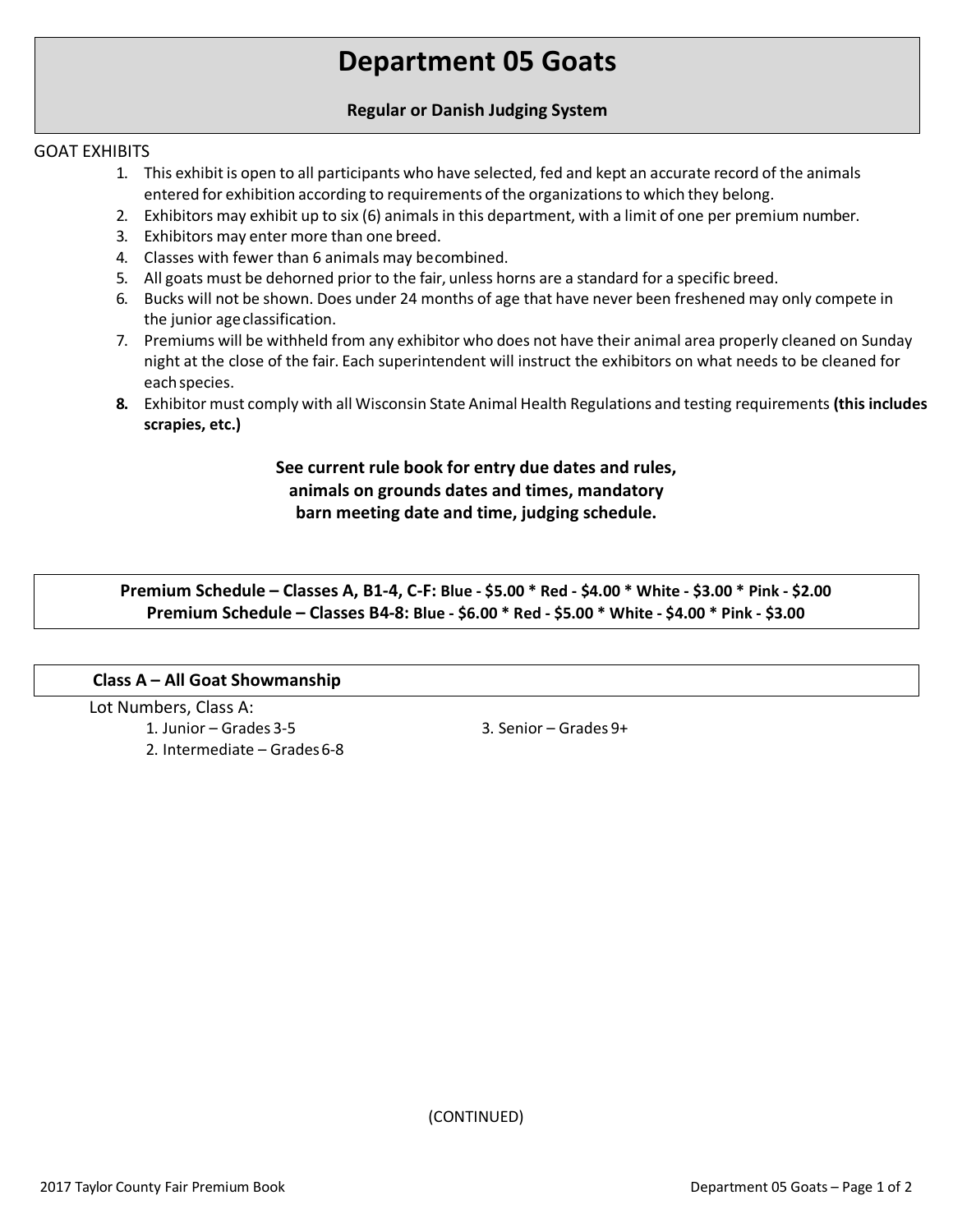# Department 05 Goats

**Regular or Danish Judging System**

GOAT EXHIBITS

1. This exhibit is open to all participants who have selected, fed and kept an accurate record of the animals entered for exhibition according to requirements of the organizations to which they belong.
2. Exhibitors may exhibit up to six (6) animals in this department, with a limit of one per premium number.
3. Exhibitors may enter more than one breed.
4. Classes with fewer than 6 animals may be combined.
5. All goats must be dehorned prior to the fair, unless horns are a standard for a specific breed.
6. Bucks will not be shown. Does under 24 months of age that have never been freshened may only compete in the junior age classification.
7. Premiums will be withheld from any exhibitor who does not have their animal area properly cleaned on Sunday night at the close of the fair. Each superintendent will instruct the exhibitors on what needs to be cleaned for each species.
8. Exhibitor must comply with all Wisconsin State Animal Health Regulations and testing requirements **(this includes scrapies, etc.)**

**See current rule book for entry due dates and rules, animals on grounds dates and times, mandatory barn meeting date and time, judging schedule.**

**Premium Schedule – Classes A, B1-4, C-F: Blue - $5.00 * Red - $4.00 * White - $3.00 * Pink - $2.00**
**Premium Schedule – Classes B4-8: Blue - $6.00 * Red - $5.00 * White - $4.00 * Pink - $3.00**

**Class A – All Goat Showmanship**

Lot Numbers, Class A:

1. Junior – Grades 3-5
2. Intermediate – Grades 6-8
3. Senior – Grades 9+

(CONTINUED)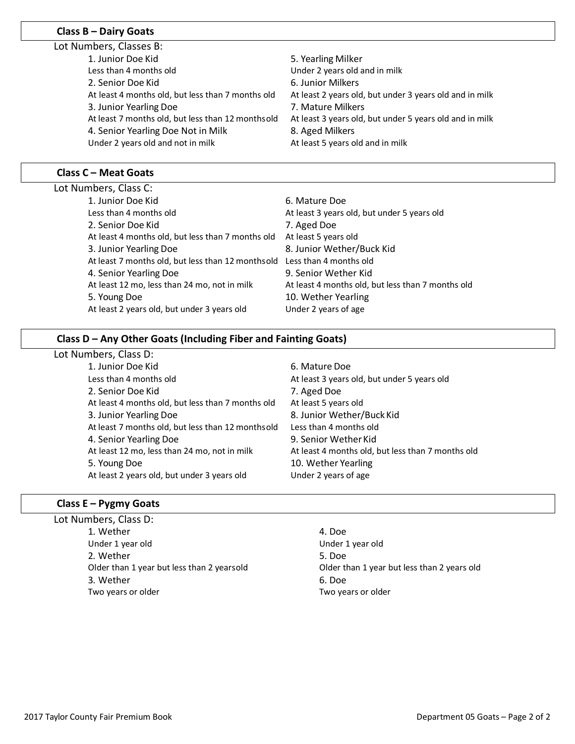## Class B – Dairy Goats

Lot Numbers, Classes B:

1. Junior Doe Kid
   Less than 4 months old
2. Senior Doe Kid
   At least 4 months old, but less than 7 months old
3. Junior Yearling Doe
   At least 7 months old, but less than 12 months old
4. Senior Yearling Doe Not in Milk
   Under 2 years old and not in milk
5. Yearling Milker
   Under 2 years old and in milk
6. Junior Milkers
   At least 2 years old, but under 3 years old and in milk
7. Mature Milkers
   At least 3 years old, but under 5 years old and in milk
8. Aged Milkers
   At least 5 years old and in milk

## Class C – Meat Goats

Lot Numbers, Class C:

1. Junior Doe Kid
   Less than 4 months old
2. Senior Doe Kid
   At least 4 months old, but less than 7 months old
3. Junior Yearling Doe
   At least 7 months old, but less than 12 months old
4. Senior Yearling Doe
   At least 12 mo, less than 24 mo, not in milk
5. Young Doe
   At least 2 years old, but under 3 years old
6. Mature Doe
   At least 3 years old, but under 5 years old
7. Aged Doe
   At least 5 years old
8. Junior Wether/Buck Kid
   Less than 4 months old
9. Senior Wether Kid
   At least 4 months old, but less than 7 months old
10. Wether Yearling
    Under 2 years of age

## Class D – Any Other Goats (Including Fiber and Fainting Goats)

Lot Numbers, Class D:

1. Junior Doe Kid
   Less than 4 months old
2. Senior Doe Kid
   At least 4 months old, but less than 7 months old
3. Junior Yearling Doe
   At least 7 months old, but less than 12 months old
4. Senior Yearling Doe
   At least 12 mo, less than 24 mo, not in milk
5. Young Doe
   At least 2 years old, but under 3 years old
6. Mature Doe
   At least 3 years old, but under 5 years old
7. Aged Doe
   At least 5 years old
8. Junior Wether/Buck Kid
   Less than 4 months old
9. Senior Wether Kid
   At least 4 months old, but less than 7 months old
10. Wether Yearling
    Under 2 years of age

## Class E – Pygmy Goats

Lot Numbers, Class D:

1. Wether
   Under 1 year old
2. Wether
   Older than 1 year but less than 2 years old
3. Wether
   Two years or older
4. Doe
   Under 1 year old
5. Doe
   Older than 1 year but less than 2 years old
6. Doe
   Two years or older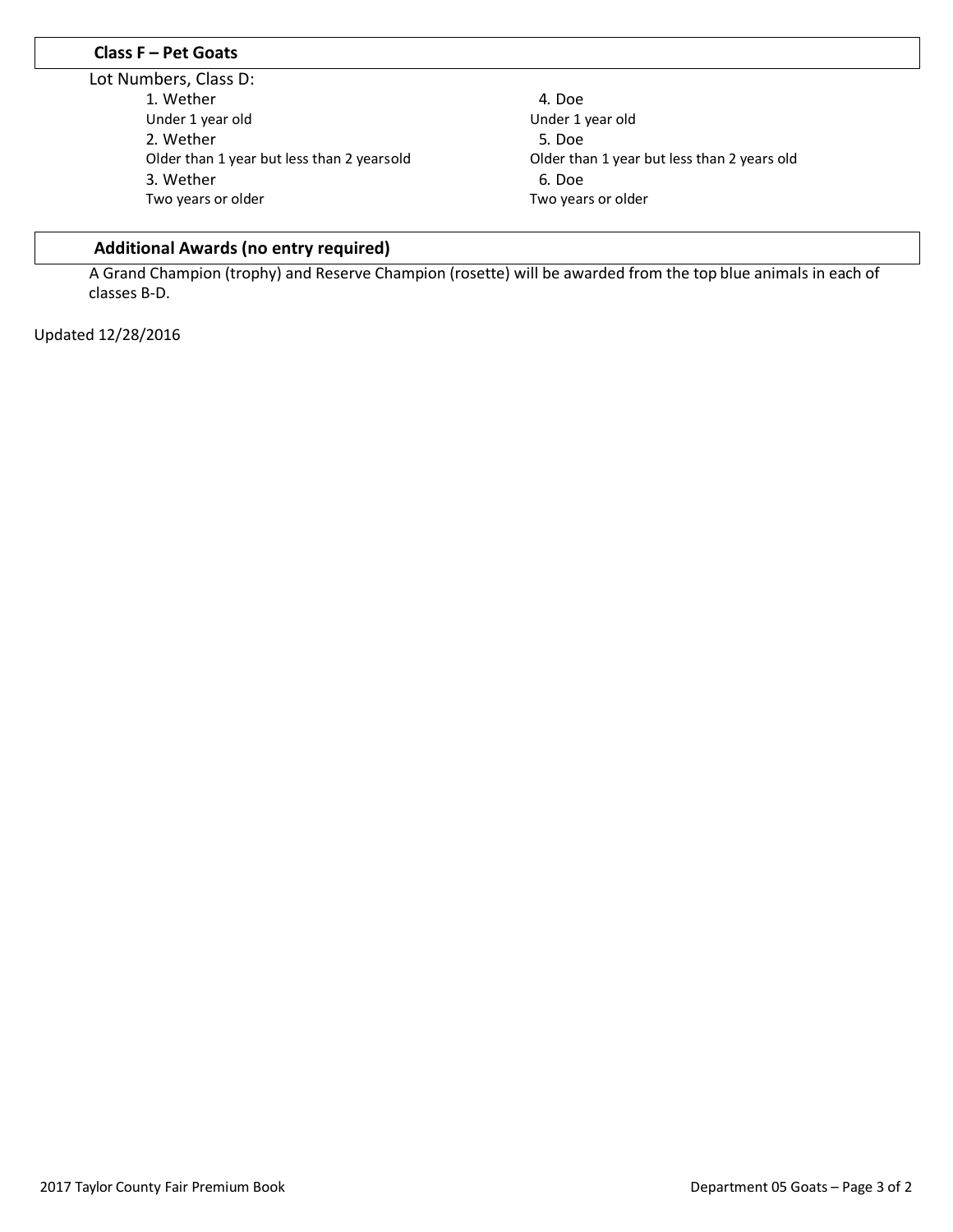## Class F – Pet Goats

Lot Numbers, Class D:

1. Wether
   Under 1 year old
2. Wether
   Older than 1 year but less than 2 yearsold
3. Wether
   Two years or older
4. Doe
   Under 1 year old
5. Doe
   Older than 1 year but less than 2 years old
6. Doe
   Two years or older

## Additional Awards (no entry required)

A Grand Champion (trophy) and Reserve Champion (rosette) will be awarded from the top blue animals in each of classes B-D.

Updated 12/28/2016